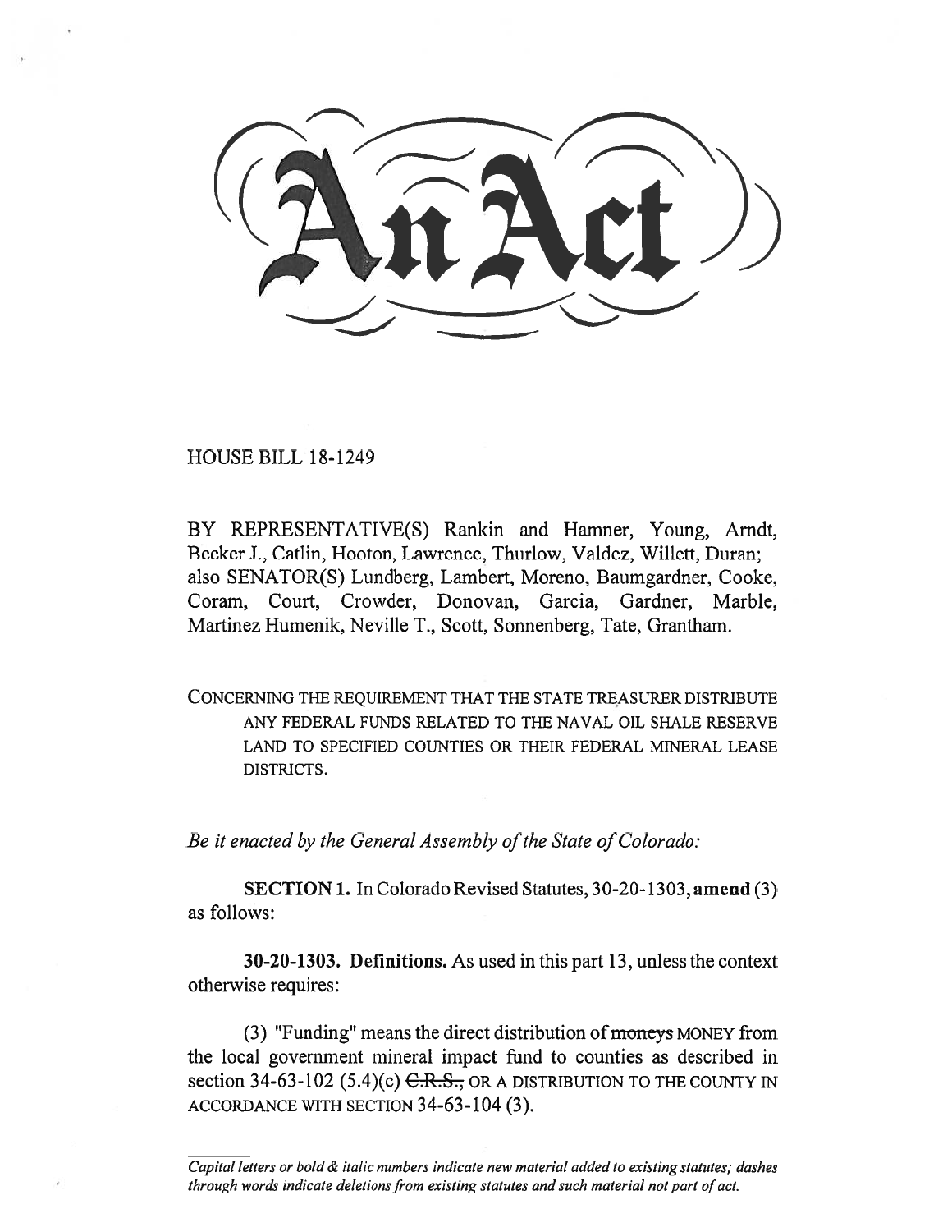# An Act

HOUSE BILL 18-1249

BY REPRESENTATIVE(S) Rankin and Hamner, Young, Arndt, Becker J., Catlin, Hooton, Lawrence, Thurlow, Valdez, Willett, Duran; also SENATOR(S) Lundberg, Lambert, Moreno, Baumgardner, Cooke, Coram, Court, Crowder, Donovan, Garcia, Gardner, Marble, Martinez Humenik, Neville T., Scott, Sonnenberg, Tate, Grantham.

CONCERNING THE REQUIREMENT THAT THE STATE TREASURER DISTRIBUTE ANY FEDERAL FUNDS RELATED TO THE NAVAL OIL SHALE RESERVE LAND TO SPECIFIED COUNTIES OR THEIR FEDERAL MINERAL LEASE DISTRICTS.

*Be it enacted by the General Assembly of the State of Colorado:*

**SECTION 1.** In Colorado Revised Statutes, 30-20-1303, **amend** (3) as follows:

**30-20-1303. Definitions.** As used in this part 13, unless the context otherwise requires:

(3) "Funding" means the direct distribution of ~~moneys~~ MONEY from the local government mineral impact fund to counties as described in section 34-63-102 (5.4)(c) ~~C.R.S.,~~ OR A DISTRIBUTION TO THE COUNTY IN ACCORDANCE WITH SECTION 34-63-104 (3).

*Capital letters or bold & italic numbers indicate new material added to existing statutes; dashes through words indicate deletions from existing statutes and such material not part of act.*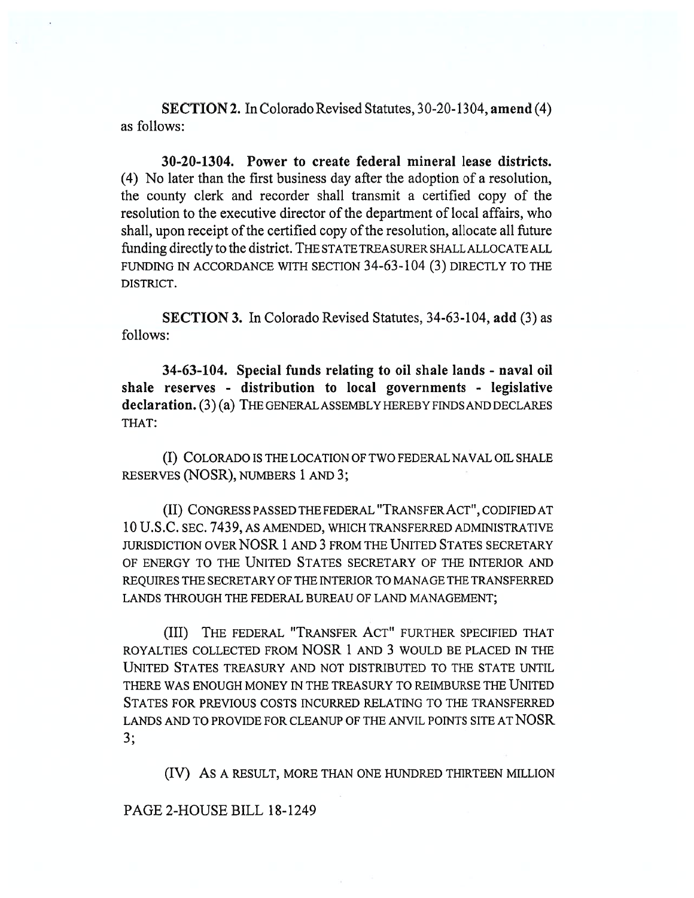**SECTION 2.** In Colorado Revised Statutes, 30-20-1304, **amend** (4) as follows:

**30-20-1304. Power to create federal mineral lease districts.** (4) No later than the first business day after the adoption of a resolution, the county clerk and recorder shall transmit a certified copy of the resolution to the executive director of the department of local affairs, who shall, upon receipt of the certified copy of the resolution, allocate all future funding directly to the district. THE STATE TREASURER SHALL ALLOCATE ALL FUNDING IN ACCORDANCE WITH SECTION 34-63-104 (3) DIRECTLY TO THE DISTRICT.

**SECTION 3.** In Colorado Revised Statutes, 34-63-104, **add** (3) as follows:

**34-63-104. Special funds relating to oil shale lands - naval oil shale reserves - distribution to local governments - legislative declaration.** (3) (a) THE GENERAL ASSEMBLY HEREBY FINDS AND DECLARES THAT:

(I) COLORADO IS THE LOCATION OF TWO FEDERAL NAVAL OIL SHALE RESERVES (NOSR), NUMBERS 1 AND 3;

(II) CONGRESS PASSED THE FEDERAL "TRANSFER ACT", CODIFIED AT 10 U.S.C. SEC. 7439, AS AMENDED, WHICH TRANSFERRED ADMINISTRATIVE JURISDICTION OVER NOSR 1 AND 3 FROM THE UNITED STATES SECRETARY OF ENERGY TO THE UNITED STATES SECRETARY OF THE INTERIOR AND REQUIRES THE SECRETARY OF THE INTERIOR TO MANAGE THE TRANSFERRED LANDS THROUGH THE FEDERAL BUREAU OF LAND MANAGEMENT;

(III) THE FEDERAL "TRANSFER ACT" FURTHER SPECIFIED THAT ROYALTIES COLLECTED FROM NOSR 1 AND 3 WOULD BE PLACED IN THE UNITED STATES TREASURY AND NOT DISTRIBUTED TO THE STATE UNTIL THERE WAS ENOUGH MONEY IN THE TREASURY TO REIMBURSE THE UNITED STATES FOR PREVIOUS COSTS INCURRED RELATING TO THE TRANSFERRED LANDS AND TO PROVIDE FOR CLEANUP OF THE ANVIL POINTS SITE AT NOSR 3;

(IV) AS A RESULT, MORE THAN ONE HUNDRED THIRTEEN MILLION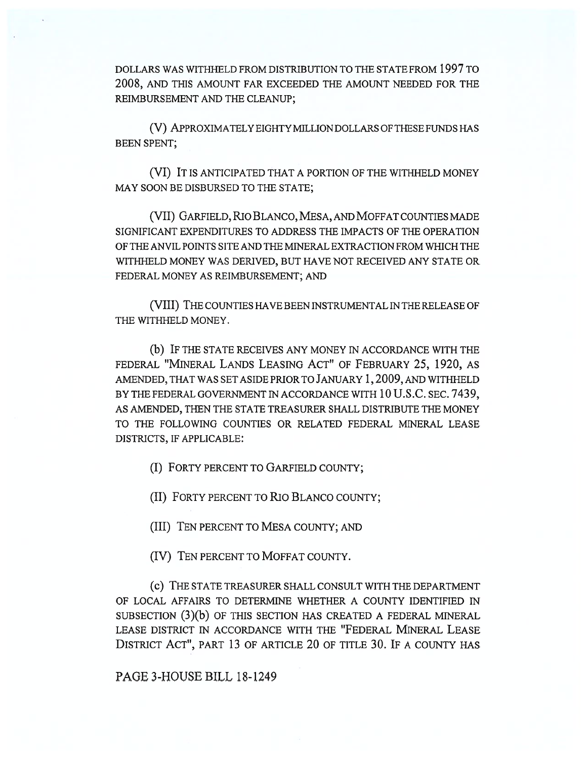DOLLARS WAS WITHHELD FROM DISTRIBUTION TO THE STATE FROM 1997 TO 2008, AND THIS AMOUNT FAR EXCEEDED THE AMOUNT NEEDED FOR THE REIMBURSEMENT AND THE CLEANUP;

(V) APPROXIMATELY EIGHTY MILLION DOLLARS OF THESE FUNDS HAS BEEN SPENT;

(VI) IT IS ANTICIPATED THAT A PORTION OF THE WITHHELD MONEY MAY SOON BE DISBURSED TO THE STATE;

(VII) GARFIELD, RIO BLANCO, MESA, AND MOFFAT COUNTIES MADE SIGNIFICANT EXPENDITURES TO ADDRESS THE IMPACTS OF THE OPERATION OF THE ANVIL POINTS SITE AND THE MINERAL EXTRACTION FROM WHICH THE WITHHELD MONEY WAS DERIVED, BUT HAVE NOT RECEIVED ANY STATE OR FEDERAL MONEY AS REIMBURSEMENT; AND

(VIII) THE COUNTIES HAVE BEEN INSTRUMENTAL IN THE RELEASE OF THE WITHHELD MONEY.

(b) IF THE STATE RECEIVES ANY MONEY IN ACCORDANCE WITH THE FEDERAL "MINERAL LANDS LEASING ACT" OF FEBRUARY 25, 1920, AS AMENDED, THAT WAS SET ASIDE PRIOR TO JANUARY 1, 2009, AND WITHHELD BY THE FEDERAL GOVERNMENT IN ACCORDANCE WITH 10 U.S.C. SEC. 7439, AS AMENDED, THEN THE STATE TREASURER SHALL DISTRIBUTE THE MONEY TO THE FOLLOWING COUNTIES OR RELATED FEDERAL MINERAL LEASE DISTRICTS, IF APPLICABLE:

(I) FORTY PERCENT TO GARFIELD COUNTY;

(II) FORTY PERCENT TO RIO BLANCO COUNTY;

(III) TEN PERCENT TO MESA COUNTY; AND

(IV) TEN PERCENT TO MOFFAT COUNTY.

(c) THE STATE TREASURER SHALL CONSULT WITH THE DEPARTMENT OF LOCAL AFFAIRS TO DETERMINE WHETHER A COUNTY IDENTIFIED IN SUBSECTION (3)(b) OF THIS SECTION HAS CREATED A FEDERAL MINERAL LEASE DISTRICT IN ACCORDANCE WITH THE "FEDERAL MINERAL LEASE DISTRICT ACT", PART 13 OF ARTICLE 20 OF TITLE 30. IF A COUNTY HAS

PAGE 3-HOUSE BILL 18-1249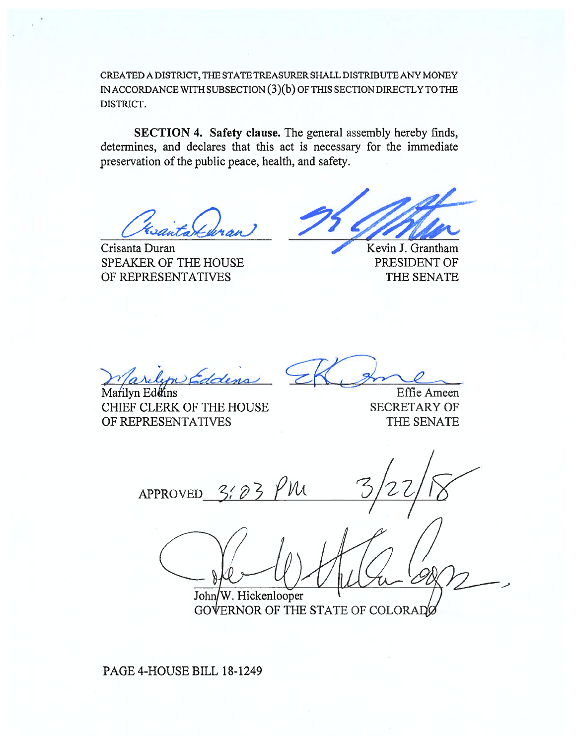CREATED A DISTRICT, THE STATE TREASURER SHALL DISTRIBUTE ANY MONEY IN ACCORDANCE WITH SUBSECTION (3)(b) OF THIS SECTION DIRECTLY TO THE DISTRICT.

**SECTION 4. Safety clause.** The general assembly hereby finds, determines, and declares that this act is necessary for the immediate preservation of the public peace, health, and safety.

Crisanta Duran
SPEAKER OF THE HOUSE
OF REPRESENTATIVES

Kevin J. Grantham
PRESIDENT OF
THE SENATE

Marilyn Eddins
CHIEF CLERK OF THE HOUSE
OF REPRESENTATIVES

Effie Ameen
SECRETARY OF
THE SENATE

APPROVED 3:03 PM 3/22/18

John W. Hickenlooper
GOVERNOR OF THE STATE OF COLORADO

PAGE 4-HOUSE BILL 18-1249